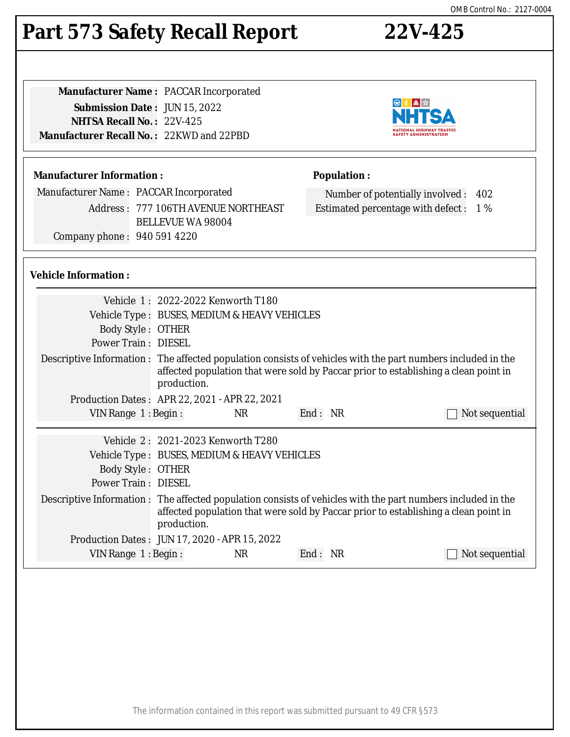OMB Control No.: 2127-0004

# Part 573 Safety Recall Report 22V-425

**Manufacturer Name :** PACCAR Incorporated
**Submission Date :** JUN 15, 2022
**NHTSA Recall No. :** 22V-425
**Manufacturer Recall No. :** 22KWD and 22PBD

**Manufacturer Information :**

Manufacturer Name : PACCAR Incorporated
Address : 777 106TH AVENUE NORTHEAST
BELLEVUE WA 98004
Company phone : 940 591 4220

**Population :**

Number of potentially involved : 402
Estimated percentage with defect : 1 %

**Vehicle Information :**

Vehicle 1 : 2022-2022 Kenworth T180
Vehicle Type : BUSES, MEDIUM & HEAVY VEHICLES
Body Style : OTHER
Power Train : DIESEL
Descriptive Information : The affected population consists of vehicles with the part numbers included in the affected population that were sold by Paccar prior to establishing a clean point in production.
Production Dates : APR 22, 2021 - APR 22, 2021
VIN Range 1 : Begin : NR End : NR ☐ Not sequential

Vehicle 2 : 2021-2023 Kenworth T280
Vehicle Type : BUSES, MEDIUM & HEAVY VEHICLES
Body Style : OTHER
Power Train : DIESEL
Descriptive Information : The affected population consists of vehicles with the part numbers included in the affected population that were sold by Paccar prior to establishing a clean point in production.
Production Dates : JUN 17, 2020 - APR 15, 2022
VIN Range 1 : Begin : NR End : NR ☐ Not sequential

The information contained in this report was submitted pursuant to 49 CFR §573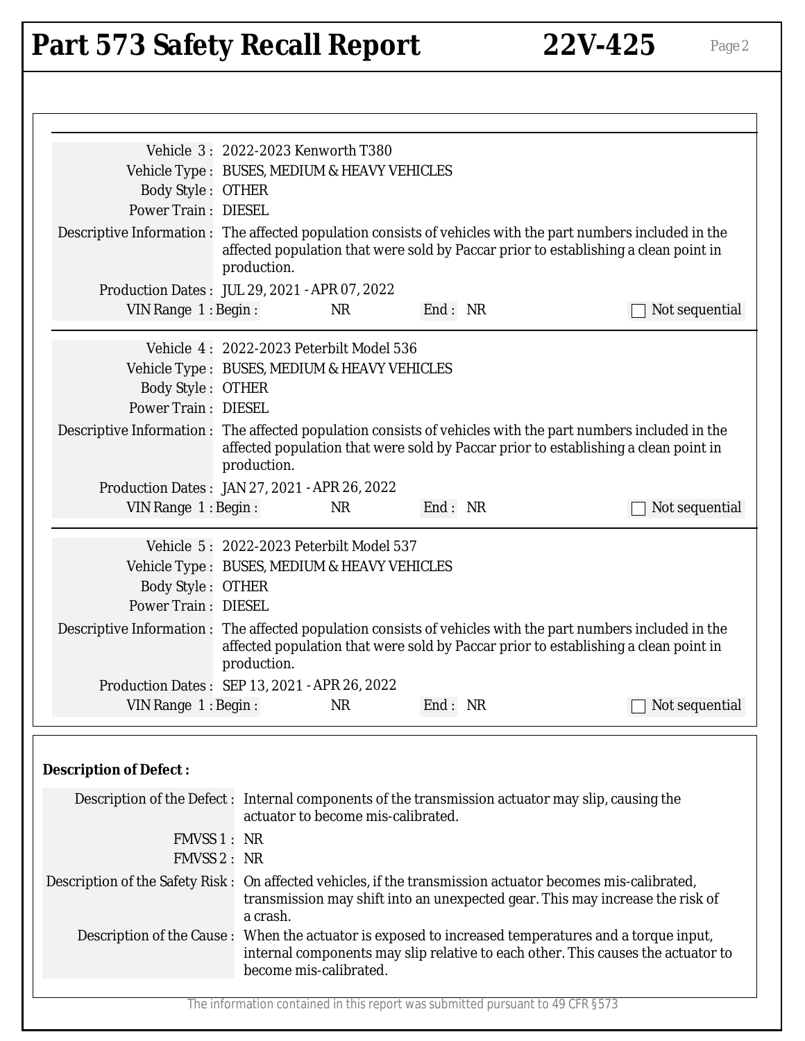Vehicle 3 : 2022-2023 Kenworth T380
Vehicle Type : BUSES, MEDIUM & HEAVY VEHICLES
Body Style : OTHER
Power Train : DIESEL
Descriptive Information : The affected population consists of vehicles with the part numbers included in the affected population that were sold by Paccar prior to establishing a clean point in production.
Production Dates : JUL 29, 2021 - APR 07, 2022
VIN Range 1 : Begin : NR End : NR ☐ Not sequential

---

Vehicle 4 : 2022-2023 Peterbilt Model 536
Vehicle Type : BUSES, MEDIUM & HEAVY VEHICLES
Body Style : OTHER
Power Train : DIESEL
Descriptive Information : The affected population consists of vehicles with the part numbers included in the affected population that were sold by Paccar prior to establishing a clean point in production.
Production Dates : JAN 27, 2021 - APR 26, 2022
VIN Range 1 : Begin : NR End : NR ☐ Not sequential

---

Vehicle 5 : 2022-2023 Peterbilt Model 537
Vehicle Type : BUSES, MEDIUM & HEAVY VEHICLES
Body Style : OTHER
Power Train : DIESEL
Descriptive Information : The affected population consists of vehicles with the part numbers included in the affected population that were sold by Paccar prior to establishing a clean point in production.
Production Dates : SEP 13, 2021 - APR 26, 2022
VIN Range 1 : Begin : NR End : NR ☐ Not sequential

---

**Description of Defect :**

Description of the Defect : Internal components of the transmission actuator may slip, causing the actuator to become mis-calibrated.

FMVSS 1 : NR
FMVSS 2 : NR

Description of the Safety Risk : On affected vehicles, if the transmission actuator becomes mis-calibrated, transmission may shift into an unexpected gear. This may increase the risk of a crash.

Description of the Cause : When the actuator is exposed to increased temperatures and a torque input, internal components may slip relative to each other. This causes the actuator to become mis-calibrated.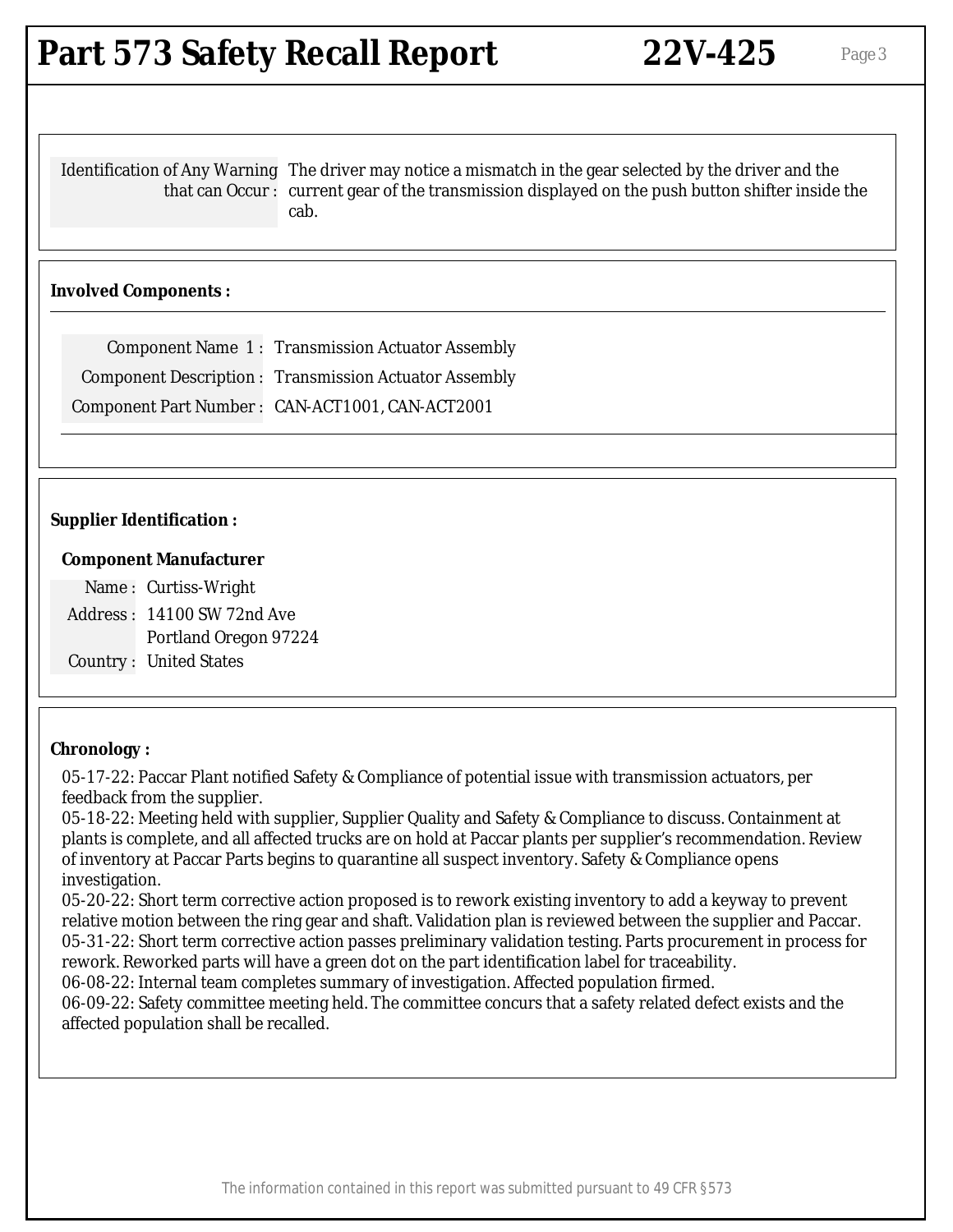| | |
|---|---|
| Identification of Any Warning that can Occur : | The driver may notice a mismatch in the gear selected by the driver and the current gear of the transmission displayed on the push button shifter inside the cab. |

**Involved Components :**

| | |
|---|---|
| Component Name 1 : | Transmission Actuator Assembly |
| Component Description : | Transmission Actuator Assembly |
| Component Part Number : | CAN-ACT1001, CAN-ACT2001 |

**Supplier Identification :**

**Component Manufacturer**

| | |
|---|---|
| Name : | Curtiss-Wright |
| Address : | 14100 SW 72nd Ave<br>Portland Oregon 97224 |
| Country : | United States |

**Chronology :**

05-17-22: Paccar Plant notified Safety & Compliance of potential issue with transmission actuators, per feedback from the supplier.
05-18-22: Meeting held with supplier, Supplier Quality and Safety & Compliance to discuss. Containment at plants is complete, and all affected trucks are on hold at Paccar plants per supplier's recommendation. Review of inventory at Paccar Parts begins to quarantine all suspect inventory. Safety & Compliance opens investigation.
05-20-22: Short term corrective action proposed is to rework existing inventory to add a keyway to prevent relative motion between the ring gear and shaft. Validation plan is reviewed between the supplier and Paccar.
05-31-22: Short term corrective action passes preliminary validation testing. Parts procurement in process for rework. Reworked parts will have a green dot on the part identification label for traceability.
06-08-22: Internal team completes summary of investigation. Affected population firmed.
06-09-22: Safety committee meeting held. The committee concurs that a safety related defect exists and the affected population shall be recalled.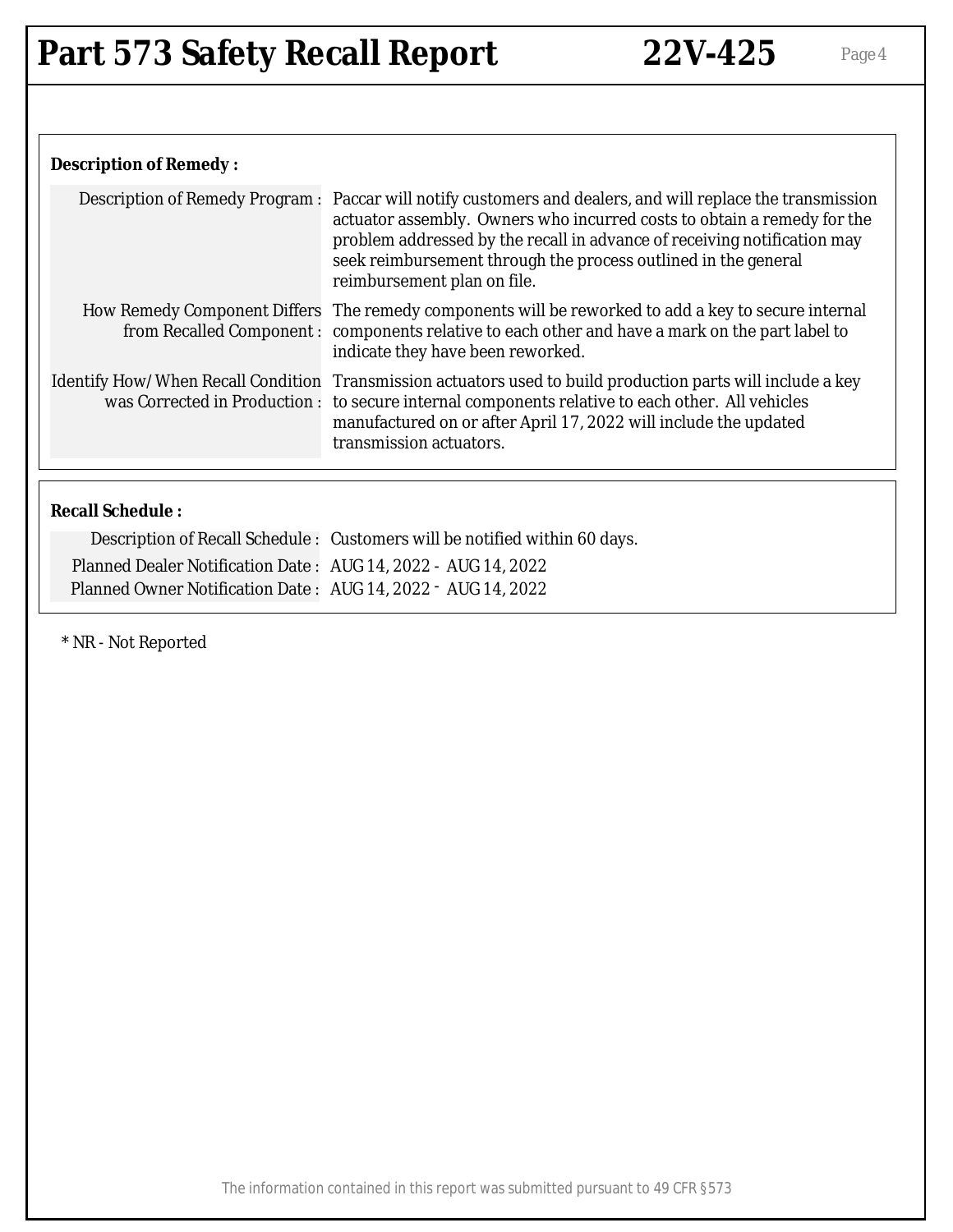# Part 573 Safety Recall Report 22V-425

**Description of Remedy :**

| | |
|---|---|
| Description of Remedy Program : | Paccar will notify customers and dealers, and will replace the transmission actuator assembly. Owners who incurred costs to obtain a remedy for the problem addressed by the recall in advance of receiving notification may seek reimbursement through the process outlined in the general reimbursement plan on file. |
| How Remedy Component Differs from Recalled Component : | The remedy components will be reworked to add a key to secure internal components relative to each other and have a mark on the part label to indicate they have been reworked. |
| Identify How/When Recall Condition was Corrected in Production : | Transmission actuators used to build production parts will include a key to secure internal components relative to each other. All vehicles manufactured on or after April 17, 2022 will include the updated transmission actuators. |

**Recall Schedule :**

| | |
|---|---|
| Description of Recall Schedule : | Customers will be notified within 60 days. |
| Planned Dealer Notification Date : | AUG 14, 2022 - AUG 14, 2022 |
| Planned Owner Notification Date : | AUG 14, 2022 - AUG 14, 2022 |

* NR - Not Reported

The information contained in this report was submitted pursuant to 49 CFR §573